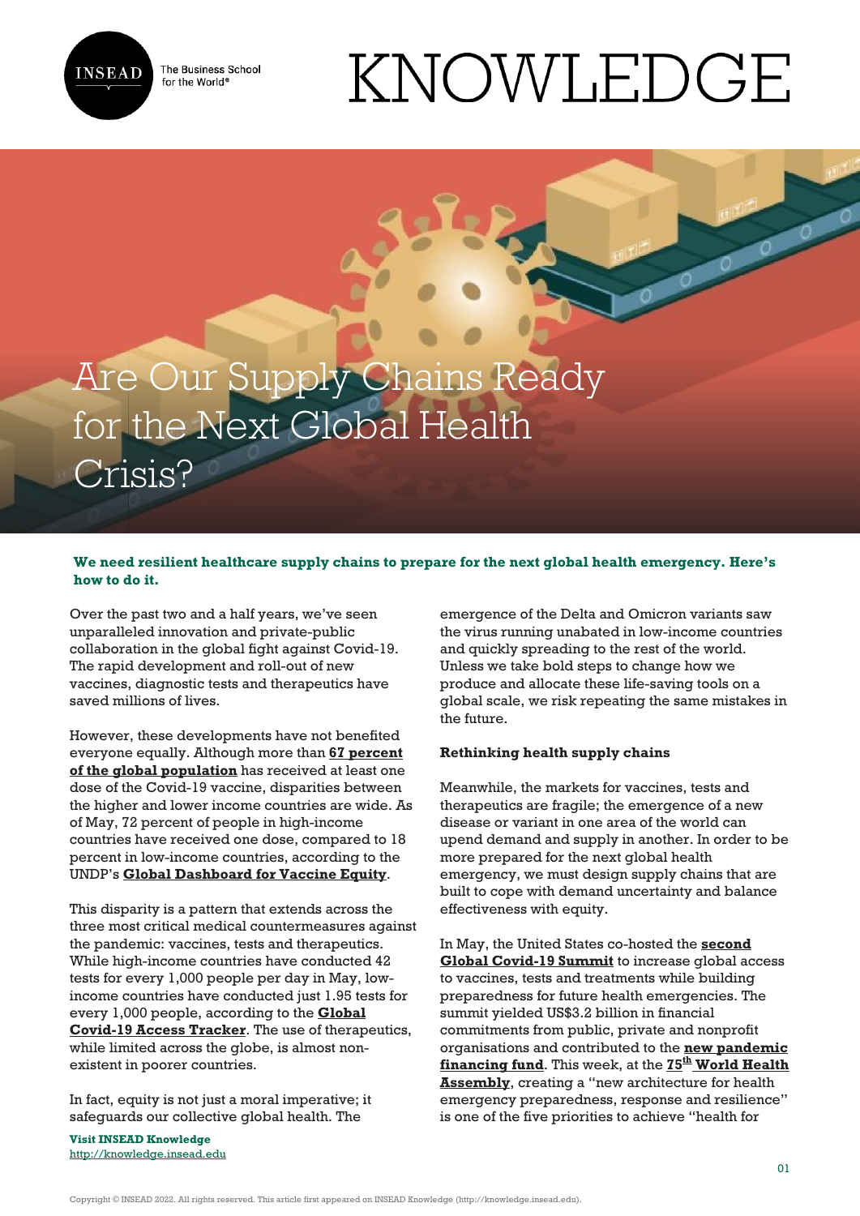# Are Our Supply Chains Ready for the Next Global Health Crisis?

**We need resilient healthcare supply chains to prepare for the next global health emergency. Here's how to do it.**

Over the past two and a half years, we've seen unparalleled innovation and private-public collaboration in the global fight against Covid-19. The rapid development and roll-out of new vaccines, diagnostic tests and therapeutics have saved millions of lives.

However, these developments have not benefited everyone equally. Although more than **67 percent of the global population** has received at least one dose of the Covid-19 vaccine, disparities between the higher and lower income countries are wide. As of May, 72 percent of people in high-income countries have received one dose, compared to 18 percent in low-income countries, according to the UNDP's **Global Dashboard for Vaccine Equity**.

This disparity is a pattern that extends across the three most critical medical countermeasures against the pandemic: vaccines, tests and therapeutics. While high-income countries have conducted 42 tests for every 1,000 people per day in May, low-income countries have conducted just 1.95 tests for every 1,000 people, according to the **Global Covid-19 Access Tracker**. The use of therapeutics, while limited across the globe, is almost non-existent in poorer countries.

In fact, equity is not just a moral imperative; it safeguards our collective global health. The emergence of the Delta and Omicron variants saw the virus running unabated in low-income countries and quickly spreading to the rest of the world. Unless we take bold steps to change how we produce and allocate these life-saving tools on a global scale, we risk repeating the same mistakes in the future.

### Rethinking health supply chains

Meanwhile, the markets for vaccines, tests and therapeutics are fragile; the emergence of a new disease or variant in one area of the world can upend demand and supply in another. In order to be more prepared for the next global health emergency, we must design supply chains that are built to cope with demand uncertainty and balance effectiveness with equity.

In May, the United States co-hosted the **second Global Covid-19 Summit** to increase global access to vaccines, tests and treatments while building preparedness for future health emergencies. The summit yielded US$3.2 billion in financial commitments from public, private and nonprofit organisations and contributed to the **new pandemic financing fund**. This week, at the **75th World Health Assembly**, creating a "new architecture for health emergency preparedness, response and resilience" is one of the five priorities to achieve "health for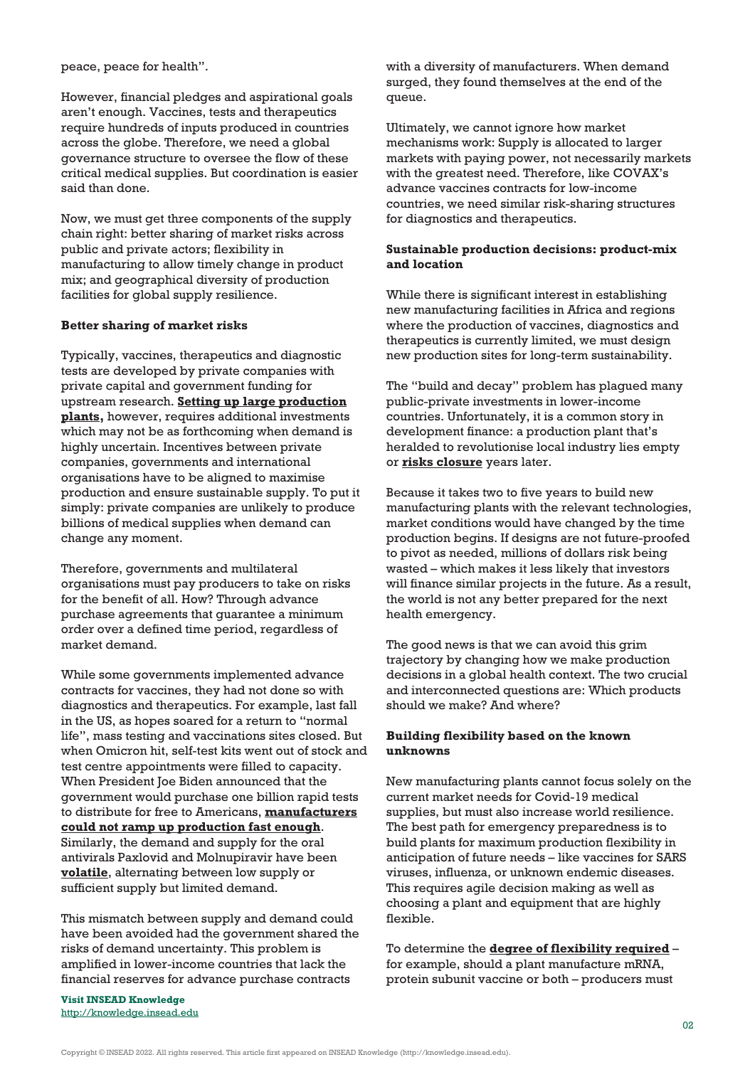peace, peace for health".

However, financial pledges and aspirational goals aren't enough. Vaccines, tests and therapeutics require hundreds of inputs produced in countries across the globe. Therefore, we need a global governance structure to oversee the flow of these critical medical supplies. But coordination is easier said than done.

Now, we must get three components of the supply chain right: better sharing of market risks across public and private actors; flexibility in manufacturing to allow timely change in product mix; and geographical diversity of production facilities for global supply resilience.

**Better sharing of market risks**

Typically, vaccines, therapeutics and diagnostic tests are developed by private companies with private capital and government funding for upstream research. **Setting up large production plants,** however, requires additional investments which may not be as forthcoming when demand is highly uncertain. Incentives between private companies, governments and international organisations have to be aligned to maximise production and ensure sustainable supply. To put it simply: private companies are unlikely to produce billions of medical supplies when demand can change any moment.

Therefore, governments and multilateral organisations must pay producers to take on risks for the benefit of all. How? Through advance purchase agreements that guarantee a minimum order over a defined time period, regardless of market demand.

While some governments implemented advance contracts for vaccines, they had not done so with diagnostics and therapeutics. For example, last fall in the US, as hopes soared for a return to "normal life", mass testing and vaccinations sites closed. But when Omicron hit, self-test kits went out of stock and test centre appointments were filled to capacity. When President Joe Biden announced that the government would purchase one billion rapid tests to distribute for free to Americans, **manufacturers could not ramp up production fast enough**. Similarly, the demand and supply for the oral antivirals Paxlovid and Molnupiravir have been **volatile**, alternating between low supply or sufficient supply but limited demand.

This mismatch between supply and demand could have been avoided had the government shared the risks of demand uncertainty. This problem is amplified in lower-income countries that lack the financial reserves for advance purchase contracts with a diversity of manufacturers. When demand surged, they found themselves at the end of the queue.

Ultimately, we cannot ignore how market mechanisms work: Supply is allocated to larger markets with paying power, not necessarily markets with the greatest need. Therefore, like COVAX's advance vaccines contracts for low-income countries, we need similar risk-sharing structures for diagnostics and therapeutics.

**Sustainable production decisions: product-mix and location**

While there is significant interest in establishing new manufacturing facilities in Africa and regions where the production of vaccines, diagnostics and therapeutics is currently limited, we must design new production sites for long-term sustainability.

The "build and decay" problem has plagued many public-private investments in lower-income countries. Unfortunately, it is a common story in development finance: a production plant that's heralded to revolutionise local industry lies empty or **risks closure** years later.

Because it takes two to five years to build new manufacturing plants with the relevant technologies, market conditions would have changed by the time production begins. If designs are not future-proofed to pivot as needed, millions of dollars risk being wasted – which makes it less likely that investors will finance similar projects in the future. As a result, the world is not any better prepared for the next health emergency.

The good news is that we can avoid this grim trajectory by changing how we make production decisions in a global health context. The two crucial and interconnected questions are: Which products should we make? And where?

**Building flexibility based on the known unknowns**

New manufacturing plants cannot focus solely on the current market needs for Covid-19 medical supplies, but must also increase world resilience. The best path for emergency preparedness is to build plants for maximum production flexibility in anticipation of future needs – like vaccines for SARS viruses, influenza, or unknown endemic diseases. This requires agile decision making as well as choosing a plant and equipment that are highly flexible.

To determine the **degree of flexibility required** – for example, should a plant manufacture mRNA, protein subunit vaccine or both – producers must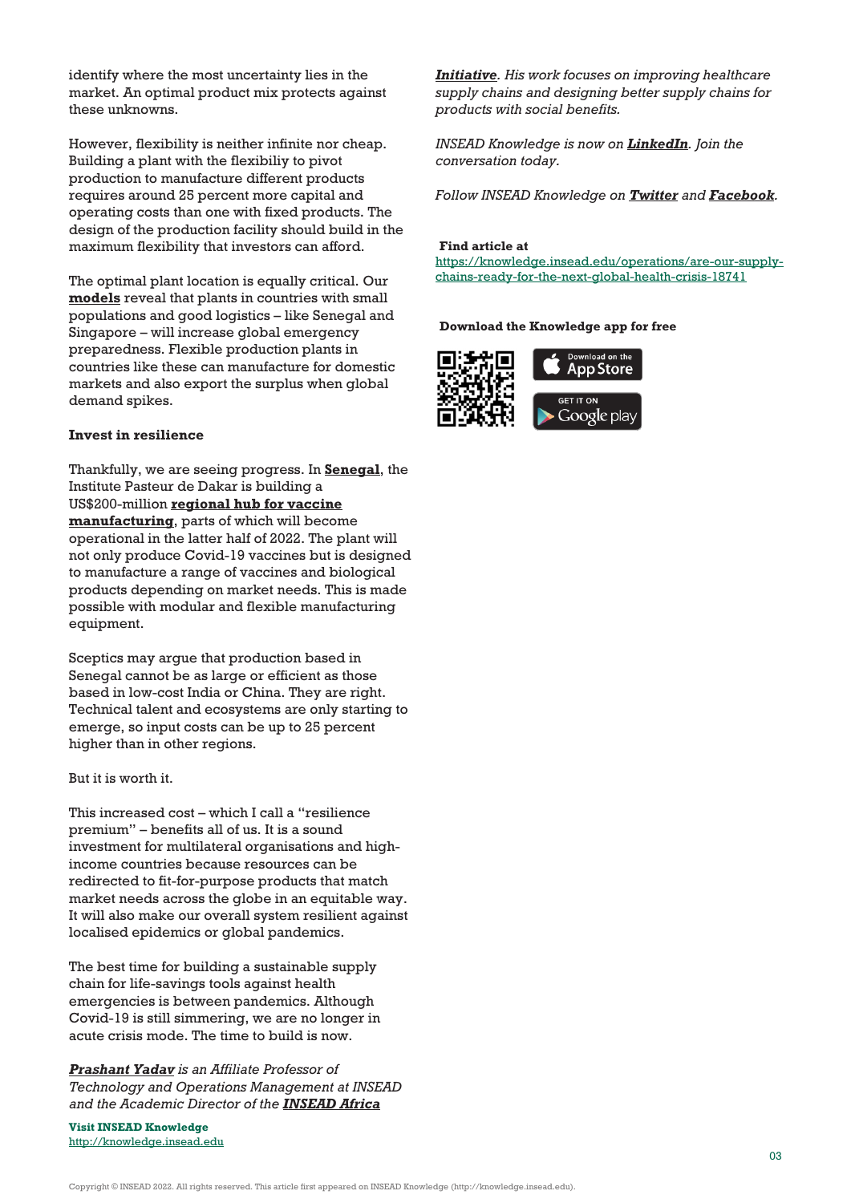identify where the most uncertainty lies in the market. An optimal product mix protects against these unknowns.

However, flexibility is neither infinite nor cheap. Building a plant with the flexibility to pivot production to manufacture different products requires around 25 percent more capital and operating costs than one with fixed products. The design of the production facility should build in the maximum flexibility that investors can afford.

The optimal plant location is equally critical. Our **models** reveal that plants in countries with small populations and good logistics – like Senegal and Singapore – will increase global emergency preparedness. Flexible production plants in countries like these can manufacture for domestic markets and also export the surplus when global demand spikes.

**Invest in resilience**

Thankfully, we are seeing progress. In **Senegal**, the Institute Pasteur de Dakar is building a US$200-million **regional hub for vaccine manufacturing**, parts of which will become operational in the latter half of 2022. The plant will not only produce Covid-19 vaccines but is designed to manufacture a range of vaccines and biological products depending on market needs. This is made possible with modular and flexible manufacturing equipment.

Sceptics may argue that production based in Senegal cannot be as large or efficient as those based in low-cost India or China. They are right. Technical talent and ecosystems are only starting to emerge, so input costs can be up to 25 percent higher than in other regions.

But it is worth it.

This increased cost – which I call a "resilience premium" – benefits all of us. It is a sound investment for multilateral organisations and high-income countries because resources can be redirected to fit-for-purpose products that match market needs across the globe in an equitable way. It will also make our overall system resilient against localised epidemics or global pandemics.

The best time for building a sustainable supply chain for life-savings tools against health emergencies is between pandemics. Although Covid-19 is still simmering, we are no longer in acute crisis mode. The time to build is now.

***Prashant Yadav*** *is an Affiliate Professor of Technology and Operations Management at INSEAD and the Academic Director of the* ***INSEAD Africa Initiative****. His work focuses on improving healthcare supply chains and designing better supply chains for products with social benefits.*

*INSEAD Knowledge is now on* ***LinkedIn****. Join the conversation today.*

*Follow INSEAD Knowledge on* ***Twitter*** *and* ***Facebook****.*

**Find article at**
https://knowledge.insead.edu/operations/are-our-supply-chains-ready-for-the-next-global-health-crisis-18741

**Download the Knowledge app for free**

Download on the App Store

GET IT ON Google play

**Visit INSEAD Knowledge**
http://knowledge.insead.edu

Copyright © INSEAD 2022. All rights reserved. This article first appeared on INSEAD Knowledge (http://knowledge.insead.edu).